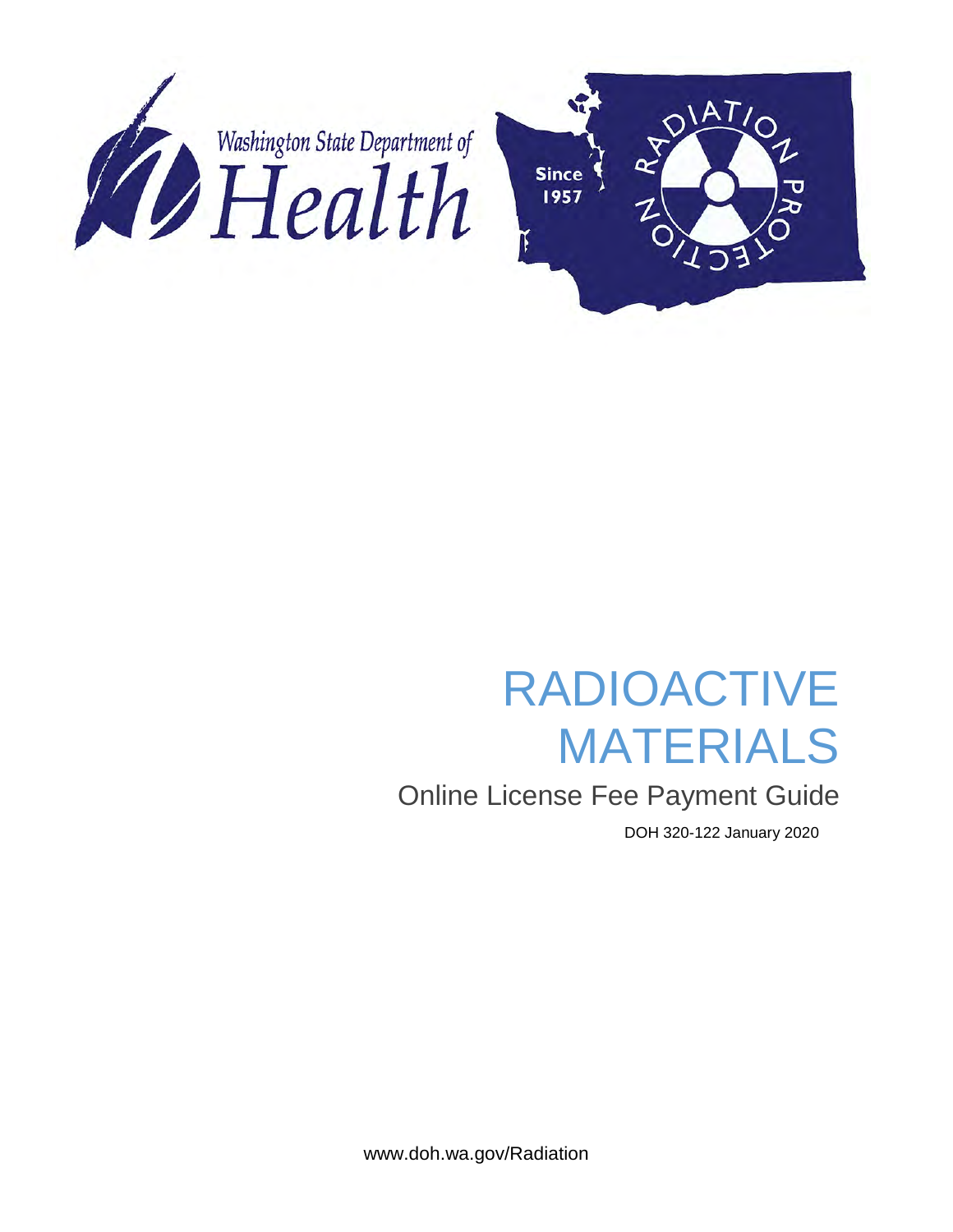Washington State Department of Health

Since 1957

RADIATION PROTECTION

# RADIOACTIVE MATERIALS

## Online License Fee Payment Guide

DOH 320-122 January 2020

www.doh.wa.gov/Radiation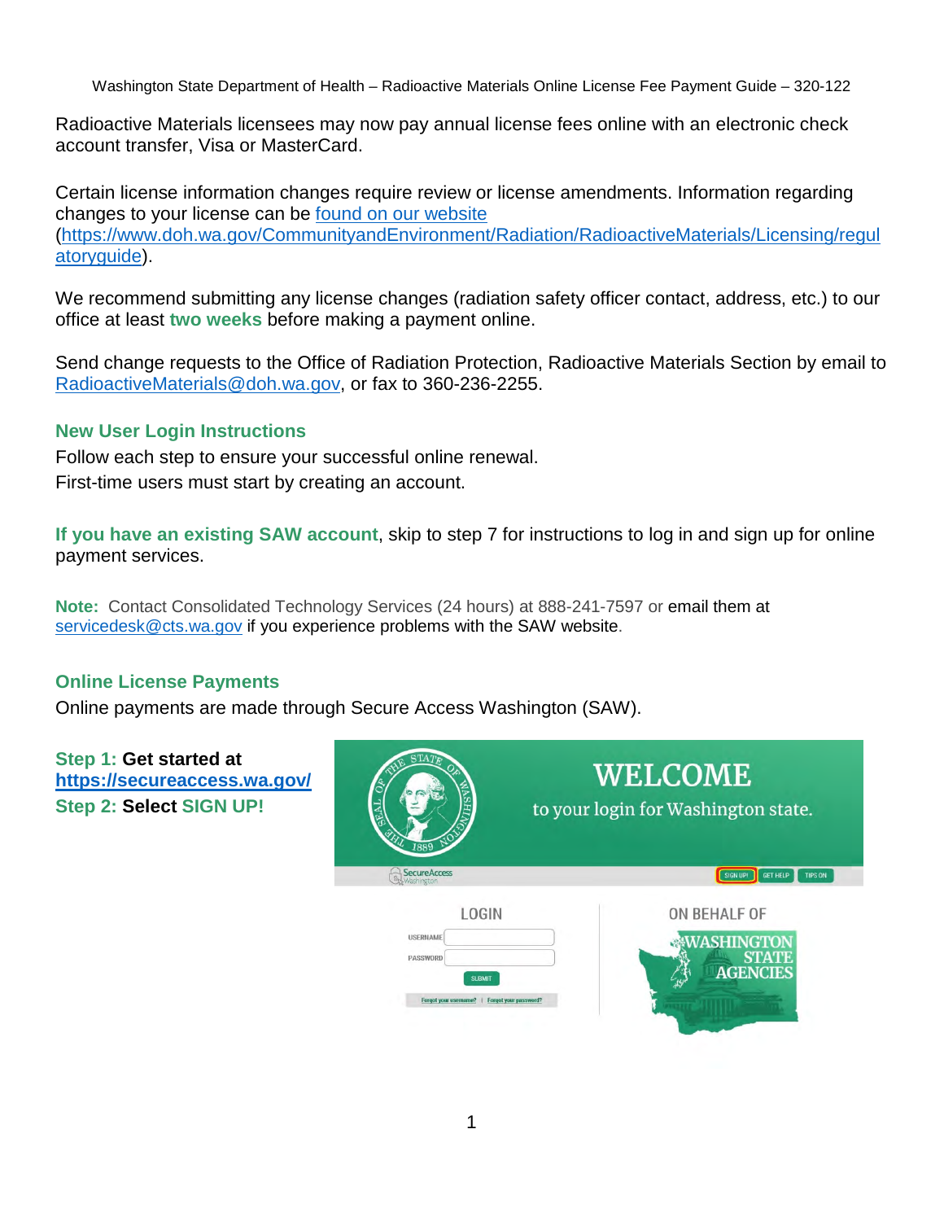Radioactive Materials licensees may now pay annual license fees online with an electronic check account transfer, Visa or MasterCard.

Certain license information changes require review or license amendments. Information regarding changes to your license can be [found on our website](https://www.doh.wa.gov/CommunityandEnvironment/Radiation/RadioactiveMaterials/Licensing/regulatoryguide) (https://www.doh.wa.gov/CommunityandEnvironment/Radiation/RadioactiveMaterials/Licensing/regulatoryguide).

We recommend submitting any license changes (radiation safety officer contact, address, etc.) to our office at least **two weeks** before making a payment online.

Send change requests to the Office of Radiation Protection, Radioactive Materials Section by email to RadioactiveMaterials@doh.wa.gov, or fax to 360-236-2255.

## New User Login Instructions

Follow each step to ensure your successful online renewal.
First-time users must start by creating an account.

**If you have an existing SAW account**, skip to step 7 for instructions to log in and sign up for online payment services.

**Note:** Contact Consolidated Technology Services (24 hours) at 888-241-7597 or email them at servicedesk@cts.wa.gov if you experience problems with the SAW website.

## Online License Payments

Online payments are made through Secure Access Washington (SAW).

**Step 1: Get started at https://secureaccess.wa.gov/**
**Step 2: Select SIGN UP!**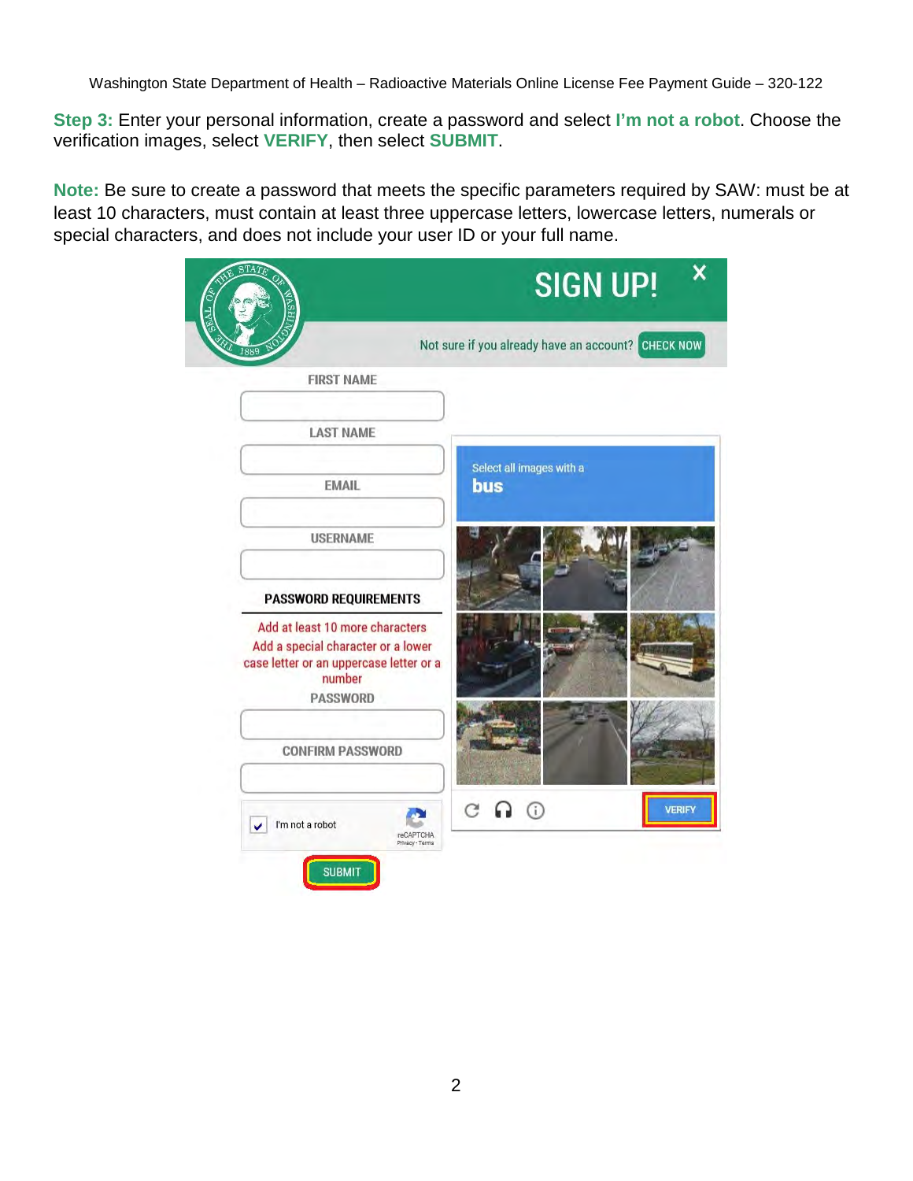**Step 3:** Enter your personal information, create a password and select **I'm not a robot**. Choose the verification images, select **VERIFY**, then select **SUBMIT**.

**Note:** Be sure to create a password that meets the specific parameters required by SAW: must be at least 10 characters, must contain at least three uppercase letters, lowercase letters, numerals or special characters, and does not include your user ID or your full name.

SIGN UP!

Not sure if you already have an account? CHECK NOW

FIRST NAME

LAST NAME

EMAIL

USERNAME

PASSWORD REQUIREMENTS

Add at least 10 more characters

Add a special character or a lower case letter or an uppercase letter or a number

PASSWORD

CONFIRM PASSWORD

I'm not a robot

SUBMIT

Select all images with a **bus**

VERIFY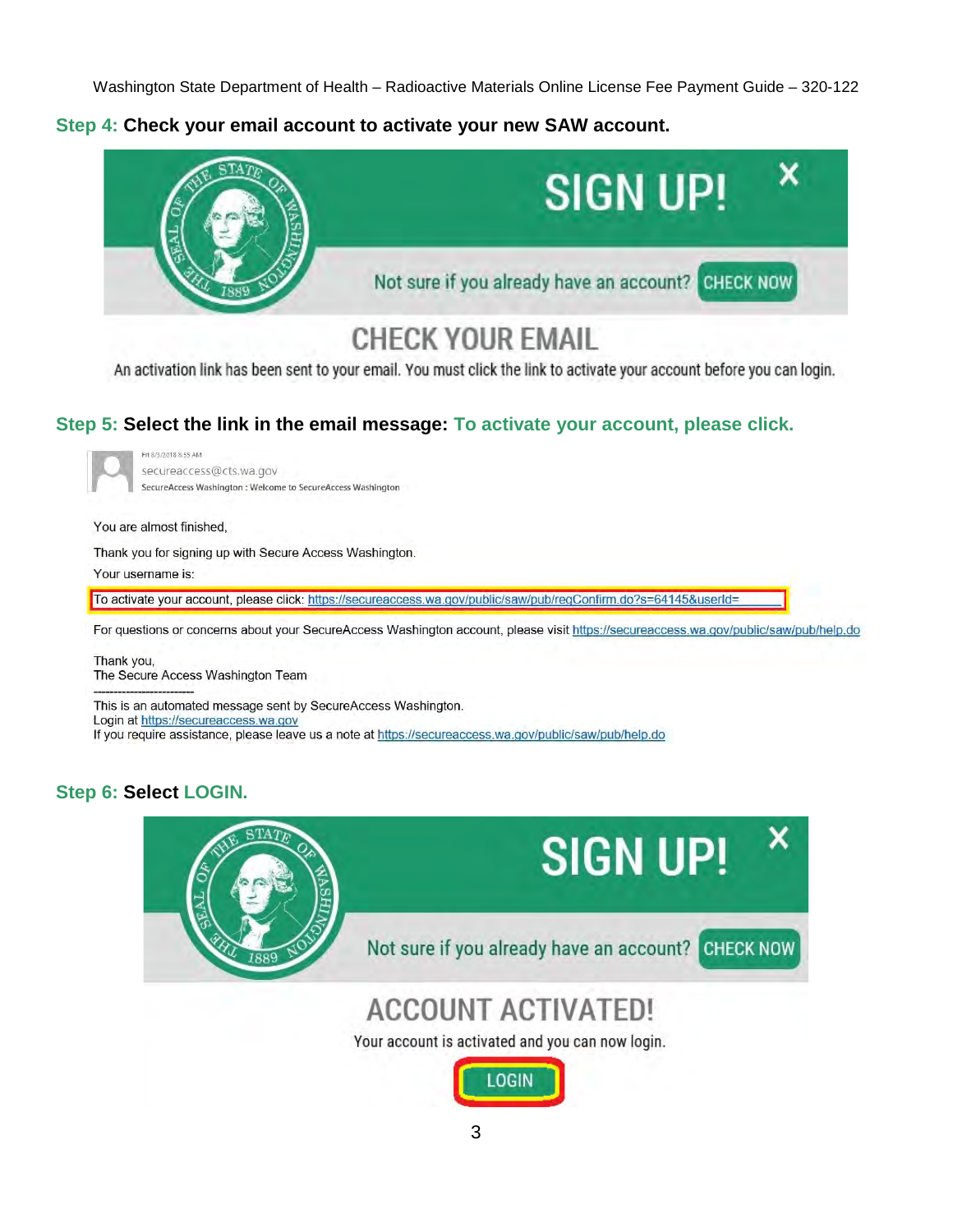**Step 4: Check your email account to activate your new SAW account.**

SIGN UP!

Not sure if you already have an account? CHECK NOW

CHECK YOUR EMAIL

An activation link has been sent to your email. You must click the link to activate your account before you can login.

**Step 5: Select the link in the email message: To activate your account, please click.**

Fri 8/3/2018 8:55 AM
secureaccess@cts.wa.gov
SecureAccess Washington : Welcome to SecureAccess Washington

You are almost finished,

Thank you for signing up with Secure Access Washington.

Your username is:

To activate your account, please click: https://secureaccess.wa.gov/public/saw/pub/regConfirm.do?s=64145&userId=

For questions or concerns about your SecureAccess Washington account, please visit https://secureaccess.wa.gov/public/saw/pub/help.do

Thank you,
The Secure Access Washington Team

This is an automated message sent by SecureAccess Washington.
Login at https://secureaccess.wa.gov
If you require assistance, please leave us a note at https://secureaccess.wa.gov/public/saw/pub/help.do

**Step 6: Select LOGIN.**

SIGN UP!

Not sure if you already have an account? CHECK NOW

ACCOUNT ACTIVATED!

Your account is activated and you can now login.

LOGIN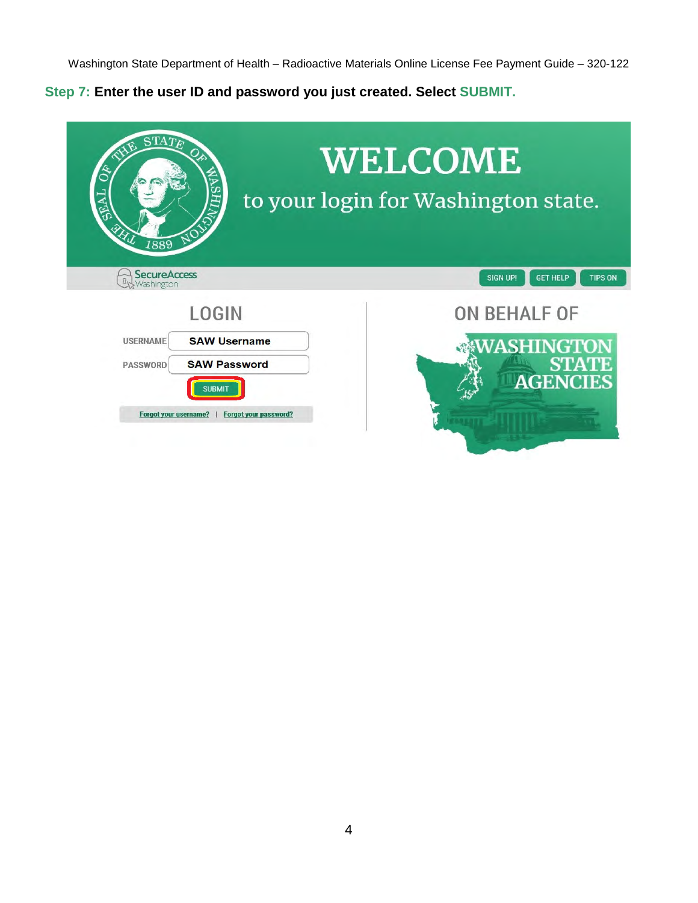**Step 7: Enter the user ID and password you just created. Select SUBMIT.**

WELCOME

to your login for Washington state.

SecureAccess Washington

SIGN UP! | GET HELP | TIPS ON

LOGIN

USERNAME: SAW Username

PASSWORD: SAW Password

SUBMIT

Forgot your username? | Forgot your password?

ON BEHALF OF

WASHINGTON STATE AGENCIES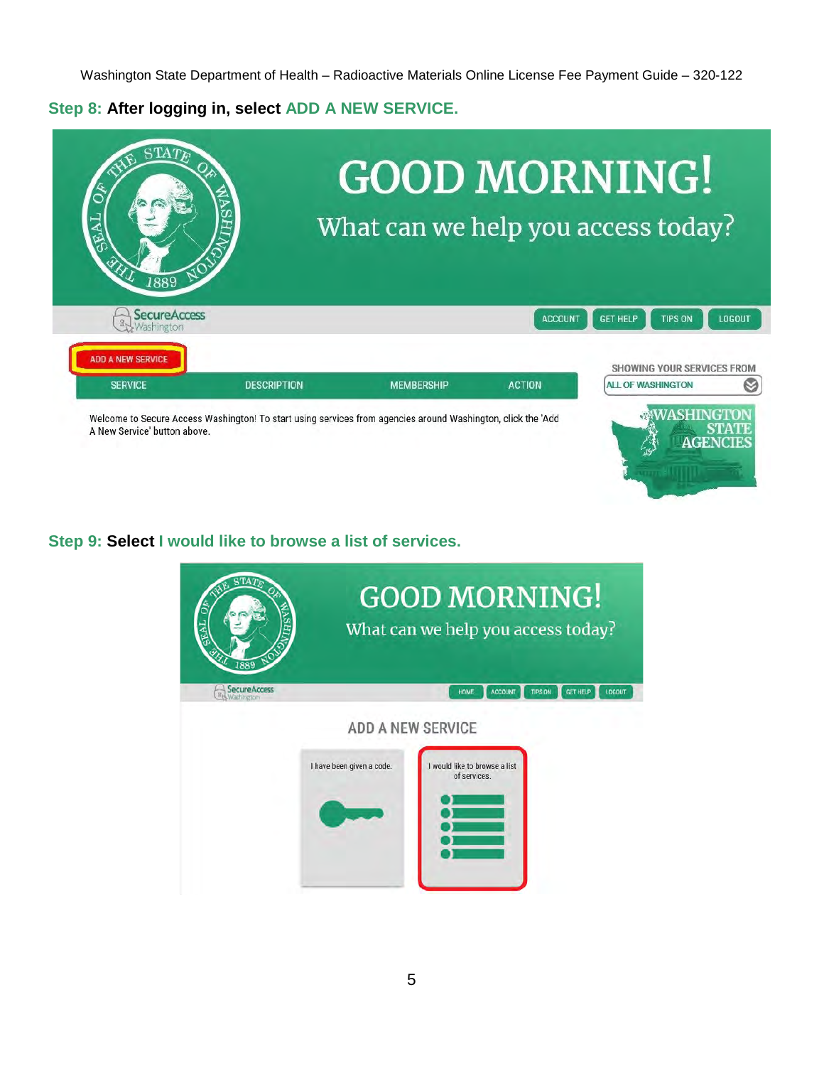**Step 8:** **After logging in, select ADD A NEW SERVICE.**

**Step 9:** **Select I would like to browse a list of services.**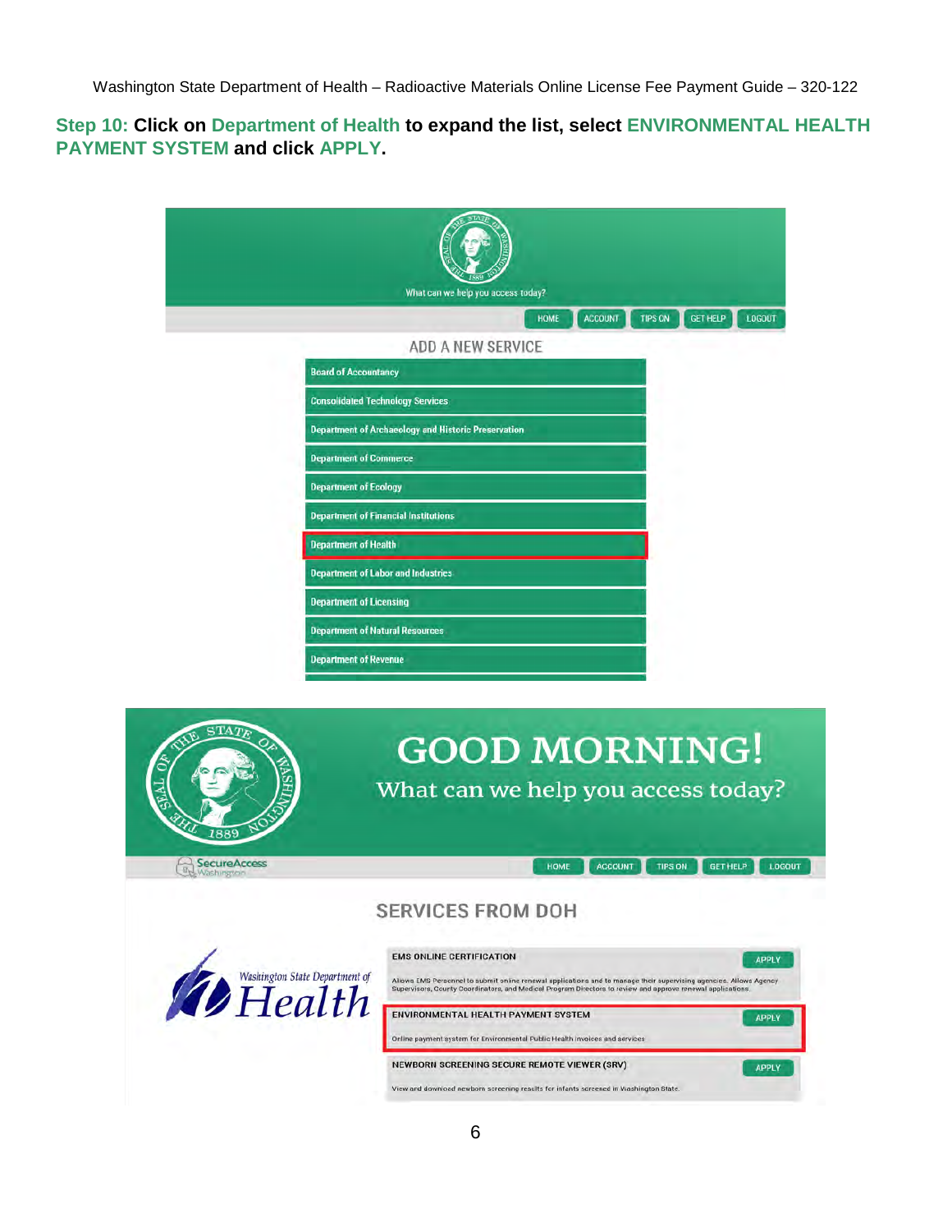**Step 10: Click on Department of Health to expand the list, select ENVIRONMENTAL HEALTH PAYMENT SYSTEM and click APPLY.**

What can we help you access today?

HOME ACCOUNT TIPS ON GET HELP LOGOUT

ADD A NEW SERVICE

- Board of Accountancy
- Consolidated Technology Services
- Department of Archaeology and Historic Preservation
- Department of Commerce
- Department of Ecology
- Department of Financial Institutions
- Department of Health
- Department of Labor and Industries
- Department of Licensing
- Department of Natural Resources
- Department of Revenue

GOOD MORNING!

What can we help you access today?

SecureAccess Washington

HOME ACCOUNT TIPS ON GET HELP LOGOUT

SERVICES FROM DOH

Washington State Department of Health

**EMS ONLINE CERTIFICATION** APPLY

Allows EMS Personnel to submit online renewal applications and to manage their supervising agencies. Allows Agency Supervisors, County Coordinators, and Medical Program Directors to review and approve renewal applications.

**ENVIRONMENTAL HEALTH PAYMENT SYSTEM** APPLY

Online payment system for Environmental Public Health invoices and services

**NEWBORN SCREENING SECURE REMOTE VIEWER (SRV)** APPLY

View and download newborn screening results for infants screened in Washington State.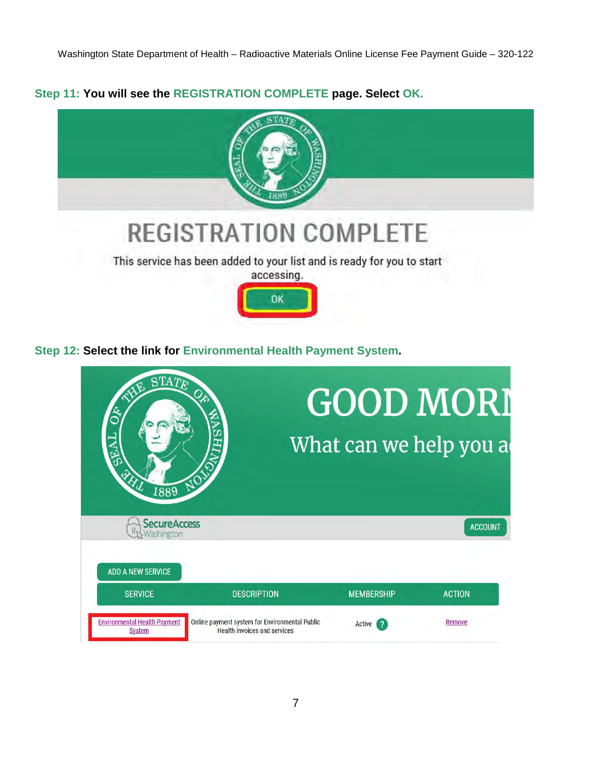**Step 11: You will see the REGISTRATION COMPLETE page. Select OK.**

**Step 12: Select the link for Environmental Health Payment System.**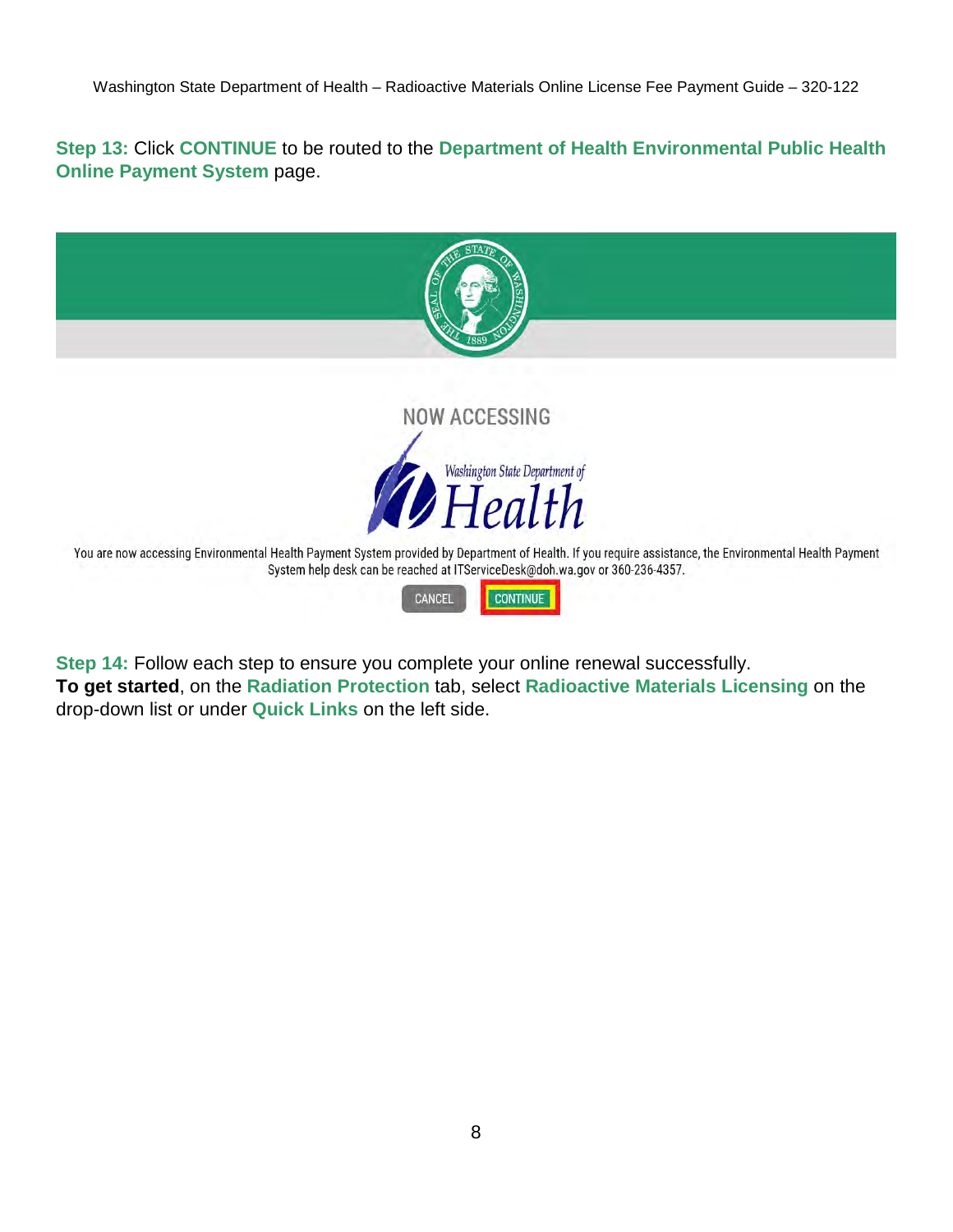**Step 13:** Click **CONTINUE** to be routed to the **Department of Health Environmental Public Health Online Payment System** page.

NOW ACCESSING

Washington State Department of Health

You are now accessing Environmental Health Payment System provided by Department of Health. If you require assistance, the Environmental Health Payment System help desk can be reached at ITServiceDesk@doh.wa.gov or 360-236-4357.

CANCEL CONTINUE

**Step 14:** Follow each step to ensure you complete your online renewal successfully.
**To get started**, on the **Radiation Protection** tab, select **Radioactive Materials Licensing** on the drop-down list or under **Quick Links** on the left side.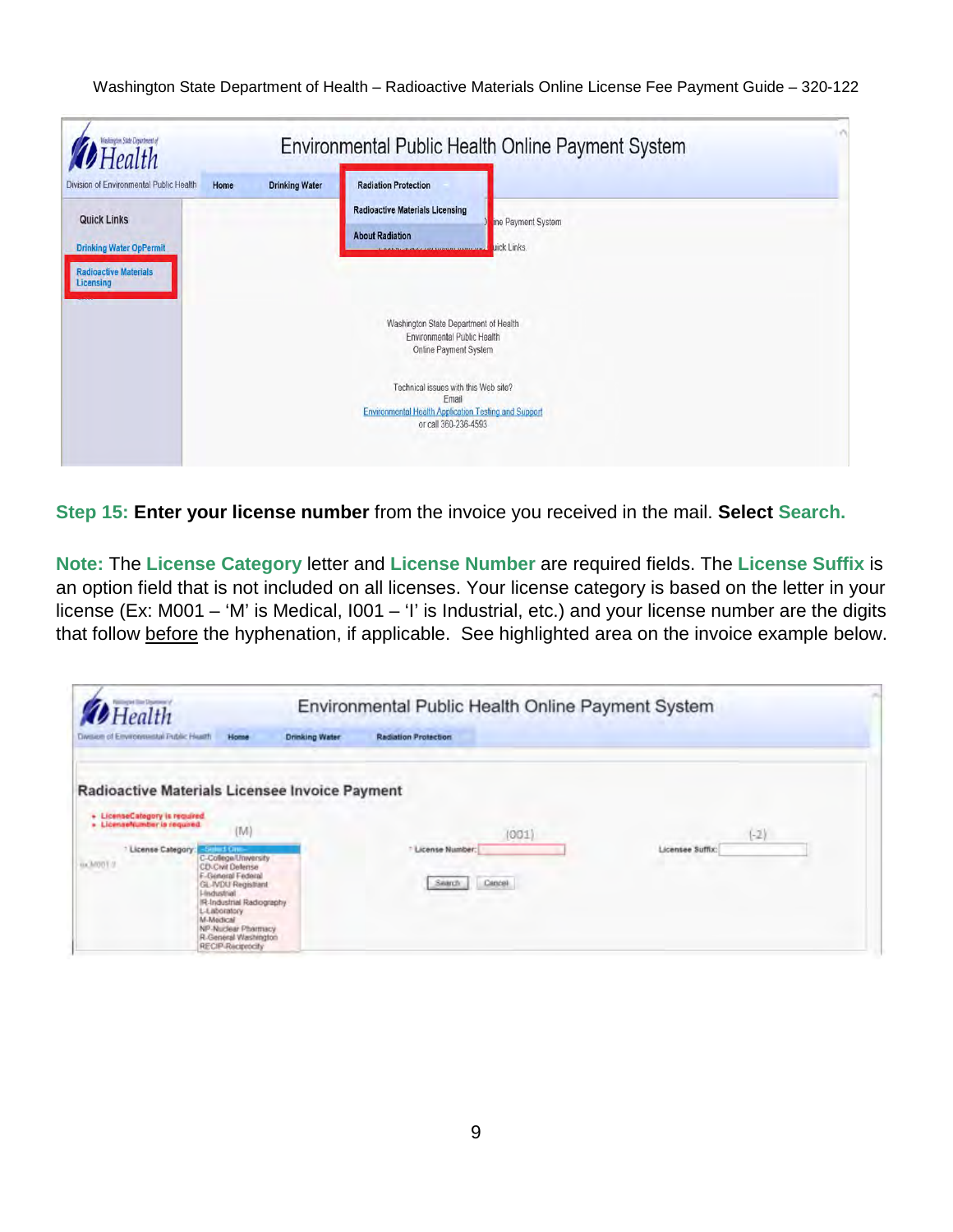Environmental Public Health Online Payment System

Division of Environmental Public Health | Home | Drinking Water | Radiation Protection

Radioactive Materials Licensing

About Radiation

Quick Links

Drinking Water OpPermit

Radioactive Materials Licensing

Washington State Department of Health
Environmental Public Health
Online Payment System

Technical issues with this Web site?
Email
Environmental Health Application Testing and Support
or call 360-236-4593

**Step 15: Enter your license number** from the invoice you received in the mail. **Select Search.**

**Note:** The **License Category** letter and **License Number** are required fields. The **License Suffix** is an option field that is not included on all licenses. Your license category is based on the letter in your license (Ex: M001 – 'M' is Medical, I001 – 'I' is Industrial, etc.) and your license number are the digits that follow before the hyphenation, if applicable. See highlighted area on the invoice example below.

Environmental Public Health Online Payment System

Division of Environmental Public Health | Home | Drinking Water | Radiation Protection

Radioactive Materials Licensee Invoice Payment

- LicenseCategory is required
- LicenseNumber is required

(M) (001) (-2)

\* License Category: --Select One-- | \* License Number: | Licensee Suffix:

ex M001-3

C-College/University
CD-Civil Defense
F-General Federal
GL-IVDU Registrant
I-Industrial
IR-Industrial Radiography
L-Laboratory
M-Medical
NP-Nuclear Pharmacy
R-General Washington
RECIP-Reciprocity

Search | Cancel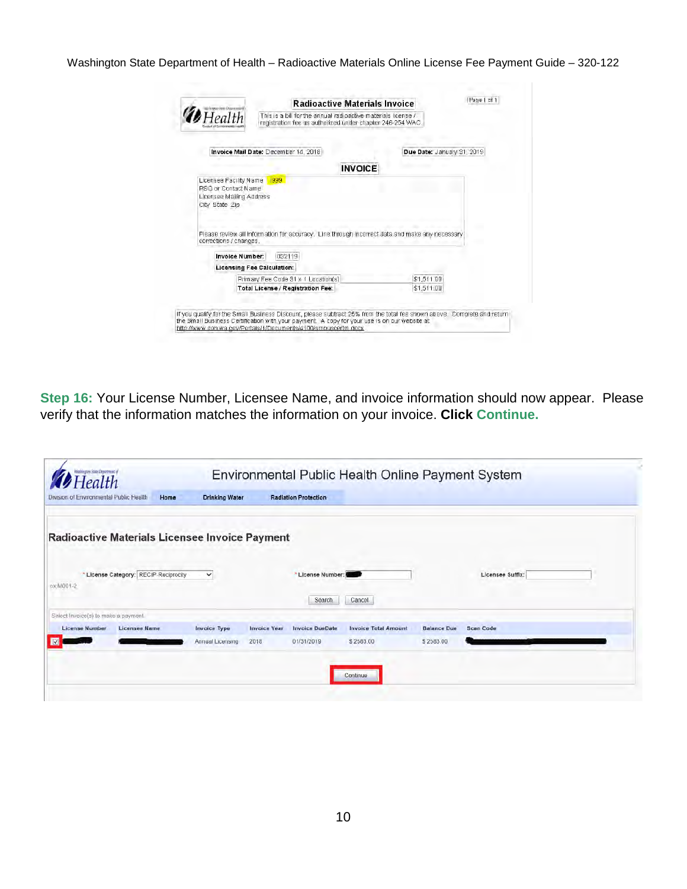**Radioactive Materials Invoice**

Page 1 of 1

This is a bill for the annual radioactive materials license / registration fee as authorized under chapter 246-254 WAC

**Invoice Mail Date:** December 14, 2018

**Due Date:** January 31, 2019

**INVOICE**

Licensee Facility Name 1999
RSO or Contact Name
Licensee Mailing Address
City State Zip

Please review all information for accuracy. Line through incorrect data and make any necessary corrections / changes.

**Invoice Number:** 032119

**Licensing Fee Calculation:**

| | |
|---|---|
| Primary Fee Code 81 x 1 Location(s) | $1,511.00 |
| **Total License / Registration Fee:** | $1,511.00 |

If you qualify for the Small Business Discount, please subtract 25% from the total fee shown above. Complete and return the Small Business Certification with your payment. A copy for your use is on our website at http://www.doh.wa.gov/Portals/1/Documents/4100/smbuscertm.docx

**Step 16:** Your License Number, Licensee Name, and invoice information should now appear. Please verify that the information matches the information on your invoice. **Click Continue.**

Environmental Public Health Online Payment System

Division of Environmental Public Health | Home | Drinking Water | Radiation Protection

**Radioactive Materials Licensee Invoice Payment**

\* License Category: RECIP Reciprocity    \* License Number:    Licensee Suffix:

ex:M001-2

Search    Cancel

Select Invoice(s) to make a payment.

| | License Number | Licensee Name | Invoice Type | Invoice Year | Invoice DueDate | Invoice Total Amount | Balance Due | Scan Code |
|---|---|---|---|---|---|---|---|---|
| ☑ | | | Annual Licensing | 2018 | 01/31/2019 | $ 2583.00 | $ 2583.00 | |

Continue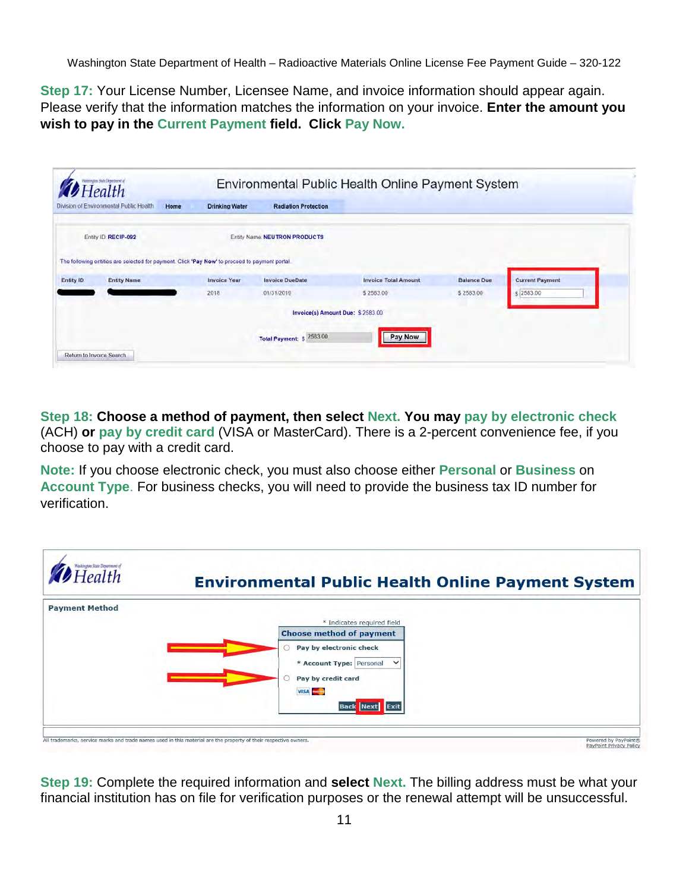**Step 17:** Your License Number, Licensee Name, and invoice information should appear again. Please verify that the information matches the information on your invoice. **Enter the amount you wish to pay in the Current Payment field. Click Pay Now.**

**Step 18: Choose a method of payment, then select Next. You may pay by electronic check** (ACH) **or pay by credit card** (VISA or MasterCard). There is a 2-percent convenience fee, if you choose to pay with a credit card.

**Note:** If you choose electronic check, you must also choose either **Personal** or **Business** on **Account Type**. For business checks, you will need to provide the business tax ID number for verification.

**Step 19:** Complete the required information and **select Next.** The billing address must be what your financial institution has on file for verification purposes or the renewal attempt will be unsuccessful.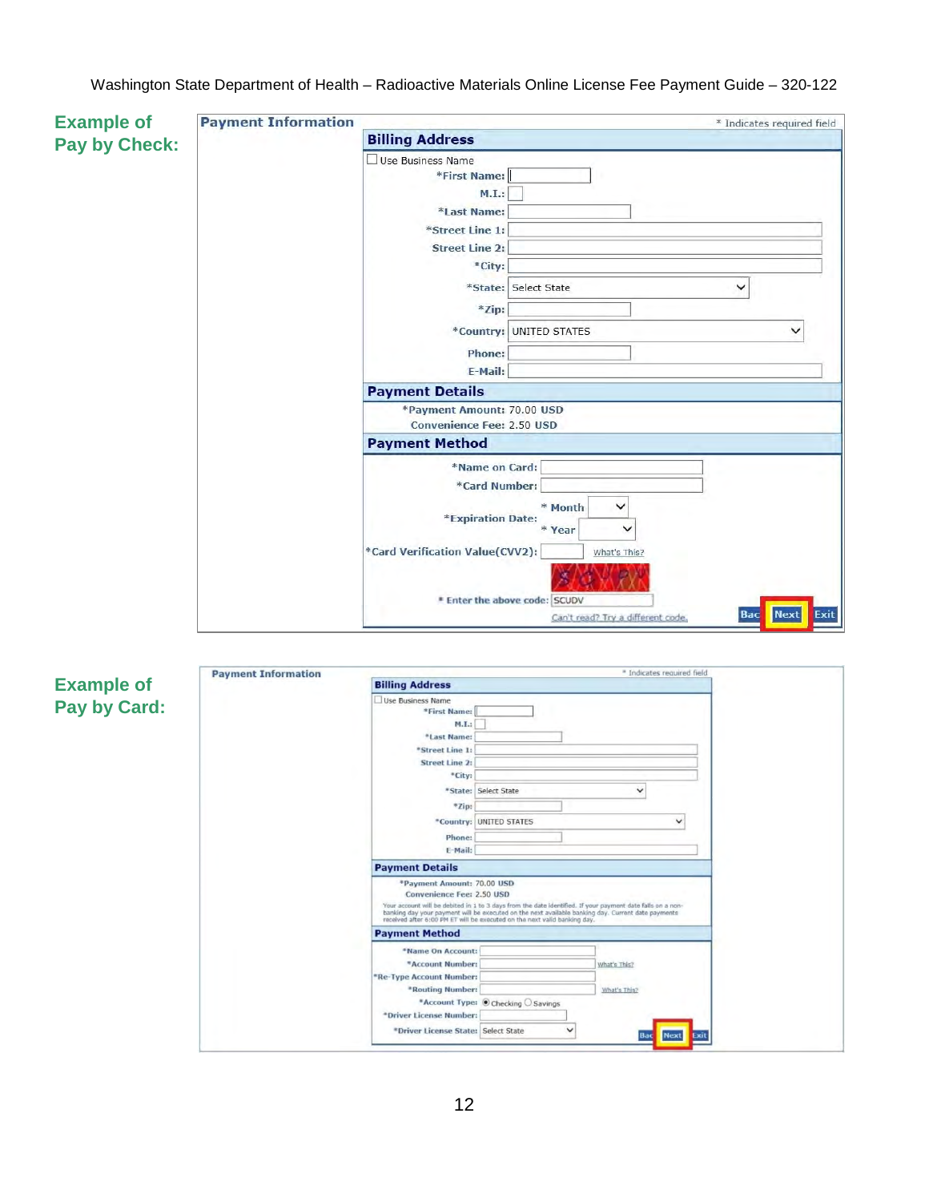**Example of Pay by Check:**

**Payment Information** — * Indicates required field

**Billing Address**

- Use Business Name
- *First Name:
- M.I.:
- *Last Name:
- *Street Line 1:
- Street Line 2:
- *City:
- *State: Select State
- *Zip:
- *Country: UNITED STATES
- Phone:
- E-Mail:

**Payment Details**

- *Payment Amount: 70.00 USD
- Convenience Fee: 2.50 USD

**Payment Method**

- *Name on Card:
- *Card Number:
- *Expiration Date: * Month / * Year
- *Card Verification Value(CVV2): What's This?
- * Enter the above code: SCUDV
- Can't read? Try a different code.

Back | Next | Exit

**Example of Pay by Card:**

**Payment Information** — * Indicates required field

**Billing Address**

- Use Business Name
- *First Name:
- M.I.:
- *Last Name:
- *Street Line 1:
- Street Line 2:
- *City:
- *State: Select State
- *Zip:
- *Country: UNITED STATES
- Phone:
- E-Mail:

**Payment Details**

- *Payment Amount: 70.00 USD
- Convenience Fee: 2.50 USD

Your account will be debited in 1 to 3 days from the date identified. If your payment date falls on a non-banking day your payment will be executed on the next available banking day. Current date payments received after 6:00 PM ET will be executed on the next valid banking day.

**Payment Method**

- *Name On Account:
- *Account Number: What's This?
- *Re-Type Account Number:
- *Routing Number: What's This?
- *Account Type: Checking / Savings
- *Driver License Number:
- *Driver License State: Select State

Back | Next | Exit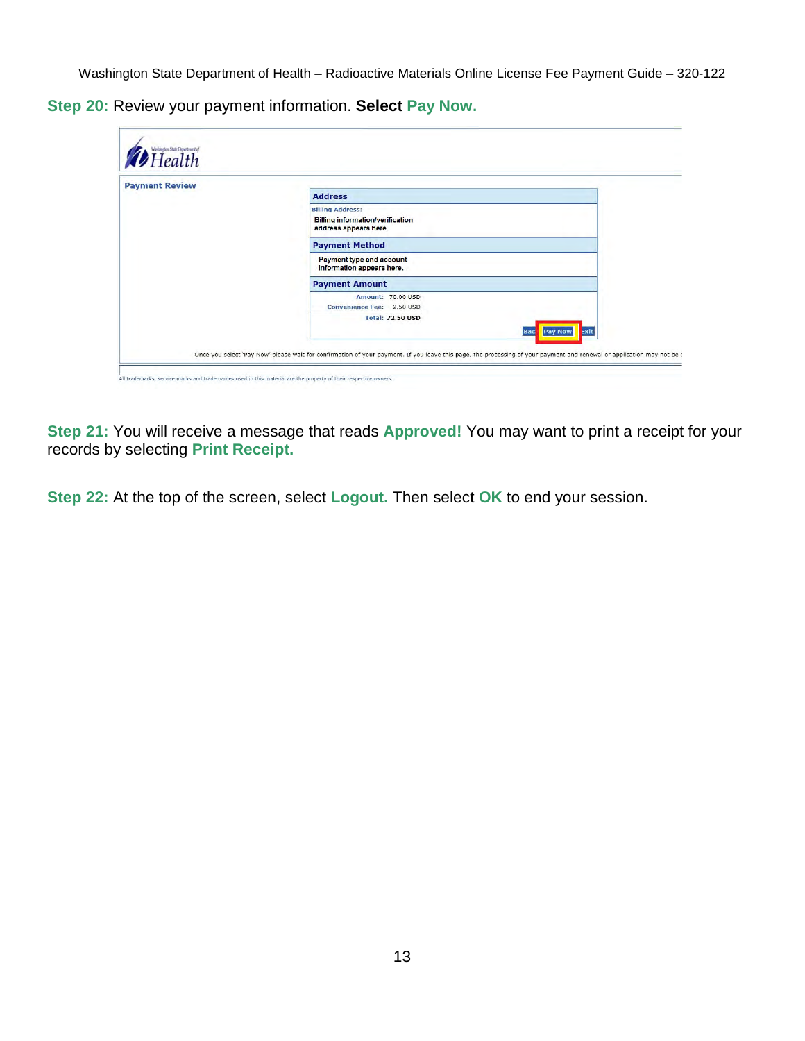**Step 20:** Review your payment information. **Select Pay Now.**

Payment Review

Address

Billing Address:

Billing information/verification address appears here.

Payment Method

Payment type and account information appears here.

Payment Amount

Amount: 70.00 USD

Convenience Fee: 2.50 USD

Total: 72.50 USD

Back | Pay Now | Exit

Once you select 'Pay Now' please wait for confirmation of your payment. If you leave this page, the processing of your payment and renewal or application may not be c

All trademarks, service marks and trade names used in this material are the property of their respective owners.

**Step 21:** You will receive a message that reads **Approved!** You may want to print a receipt for your records by selecting **Print Receipt.**

**Step 22:** At the top of the screen, select **Logout.** Then select **OK** to end your session.